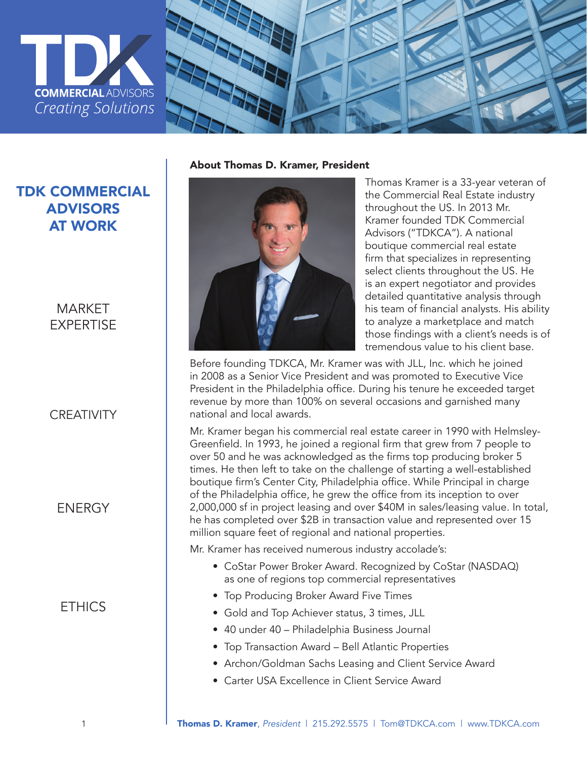TDK COMMERCIAL ADVISORS

*Creating Solutions*

## TDK COMMERCIAL ADVISORS AT WORK

MARKET EXPERTISE

CREATIVITY

ENERGY

ETHICS

### About Thomas D. Kramer, President

Thomas Kramer is a 33-year veteran of the Commercial Real Estate industry throughout the US. In 2013 Mr. Kramer founded TDK Commercial Advisors ("TDKCA"). A national boutique commercial real estate firm that specializes in representing select clients throughout the US. He is an expert negotiator and provides detailed quantitative analysis through his team of financial analysts. His ability to analyze a marketplace and match those findings with a client's needs is of tremendous value to his client base.

Before founding TDKCA, Mr. Kramer was with JLL, Inc. which he joined in 2008 as a Senior Vice President and was promoted to Executive Vice President in the Philadelphia office. During his tenure he exceeded target revenue by more than 100% on several occasions and garnished many national and local awards.

Mr. Kramer began his commercial real estate career in 1990 with Helmsley-Greenfield. In 1993, he joined a regional firm that grew from 7 people to over 50 and he was acknowledged as the firms top producing broker 5 times. He then left to take on the challenge of starting a well-established boutique firm's Center City, Philadelphia office. While Principal in charge of the Philadelphia office, he grew the office from its inception to over 2,000,000 sf in project leasing and over $40M in sales/leasing value. In total, he has completed over $2B in transaction value and represented over 15 million square feet of regional and national properties.

Mr. Kramer has received numerous industry accolade's:

- CoStar Power Broker Award. Recognized by CoStar (NASDAQ) as one of regions top commercial representatives
- Top Producing Broker Award Five Times
- Gold and Top Achiever status, 3 times, JLL
- 40 under 40 – Philadelphia Business Journal
- Top Transaction Award – Bell Atlantic Properties
- Archon/Goldman Sachs Leasing and Client Service Award
- Carter USA Excellence in Client Service Award

**Thomas D. Kramer**, *President* | 215.292.5575 | Tom@TDKCA.com | www.TDKCA.com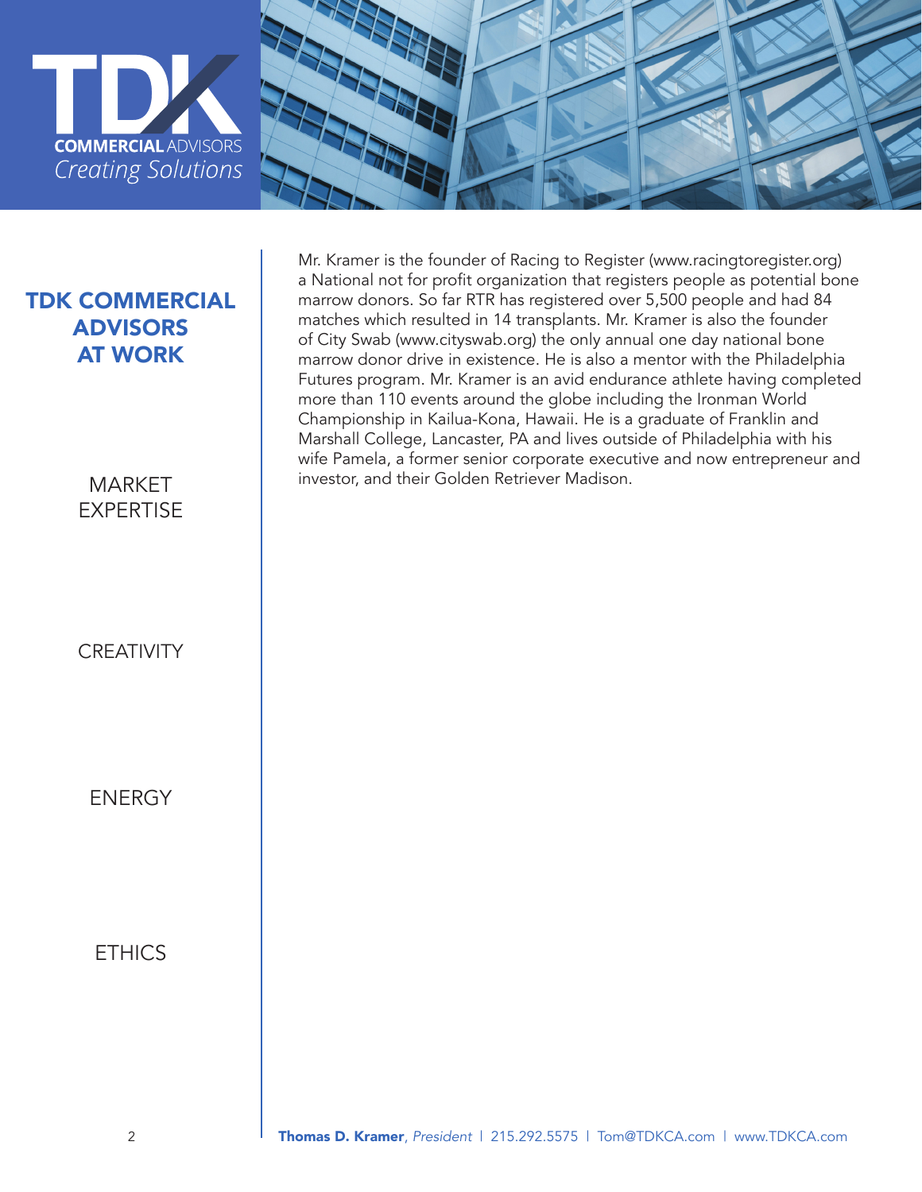TDK COMMERCIAL ADVISORS
Creating Solutions

## TDK COMMERCIAL ADVISORS AT WORK

MARKET EXPERTISE

CREATIVITY

ENERGY

ETHICS

Mr. Kramer is the founder of Racing to Register (www.racingtoregister.org) a National not for profit organization that registers people as potential bone marrow donors. So far RTR has registered over 5,500 people and had 84 matches which resulted in 14 transplants. Mr. Kramer is also the founder of City Swab (www.cityswab.org) the only annual one day national bone marrow donor drive in existence. He is also a mentor with the Philadelphia Futures program. Mr. Kramer is an avid endurance athlete having completed more than 110 events around the globe including the Ironman World Championship in Kailua-Kona, Hawaii. He is a graduate of Franklin and Marshall College, Lancaster, PA and lives outside of Philadelphia with his wife Pamela, a former senior corporate executive and now entrepreneur and investor, and their Golden Retriever Madison.

**Thomas D. Kramer**, *President* | 215.292.5575 | Tom@TDKCA.com | www.TDKCA.com